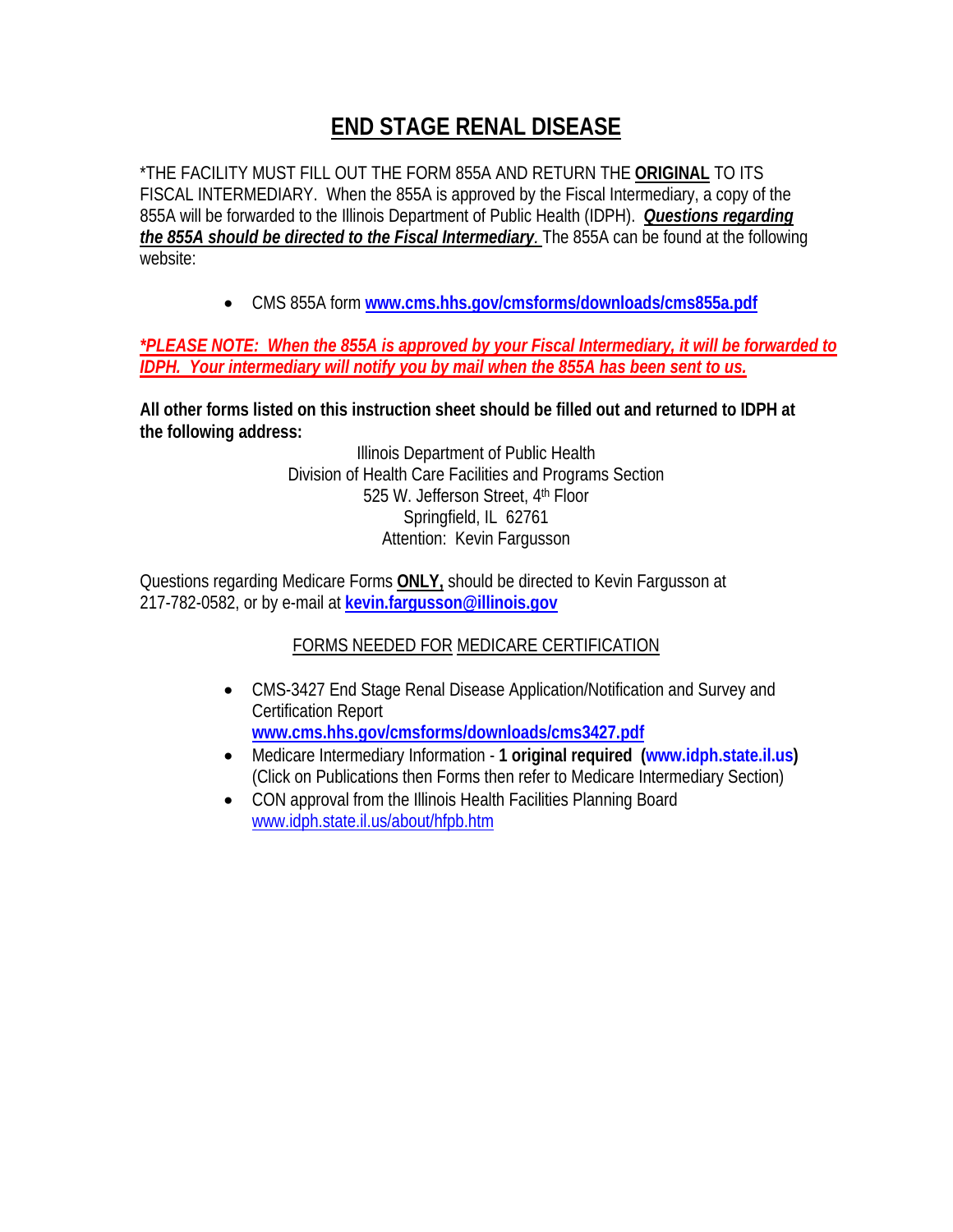# END STAGE RENAL DISEASE

*THE FACILITY MUST FILL OUT THE FORM 855A AND RETURN THE **ORIGINAL** TO ITS FISCAL INTERMEDIARY. When the 855A is approved by the Fiscal Intermediary, a copy of the 855A will be forwarded to the Illinois Department of Public Health (IDPH). ***Questions regarding the 855A should be directed to the Fiscal Intermediary.*** The 855A can be found at the following website:

- CMS 855A form **www.cms.hhs.gov/cmsforms/downloads/cms855a.pdf**

****PLEASE NOTE: When the 855A is approved by your Fiscal Intermediary, it will be forwarded to IDPH. Your intermediary will notify you by mail when the 855A has been sent to us.***

**All other forms listed on this instruction sheet should be filled out and returned to IDPH at the following address:**

Illinois Department of Public Health
Division of Health Care Facilities and Programs Section
525 W. Jefferson Street, 4th Floor
Springfield, IL 62761
Attention: Kevin Fargusson

Questions regarding Medicare Forms **ONLY,** should be directed to Kevin Fargusson at 217-782-0582, or by e-mail at **kevin.fargusson@illinois.gov**

FORMS NEEDED FOR MEDICARE CERTIFICATION

- CMS-3427 End Stage Renal Disease Application/Notification and Survey and Certification Report
  **www.cms.hhs.gov/cmsforms/downloads/cms3427.pdf**
- Medicare Intermediary Information - **1 original required (www.idph.state.il.us)** (Click on Publications then Forms then refer to Medicare Intermediary Section)
- CON approval from the Illinois Health Facilities Planning Board
  www.idph.state.il.us/about/hfpb.htm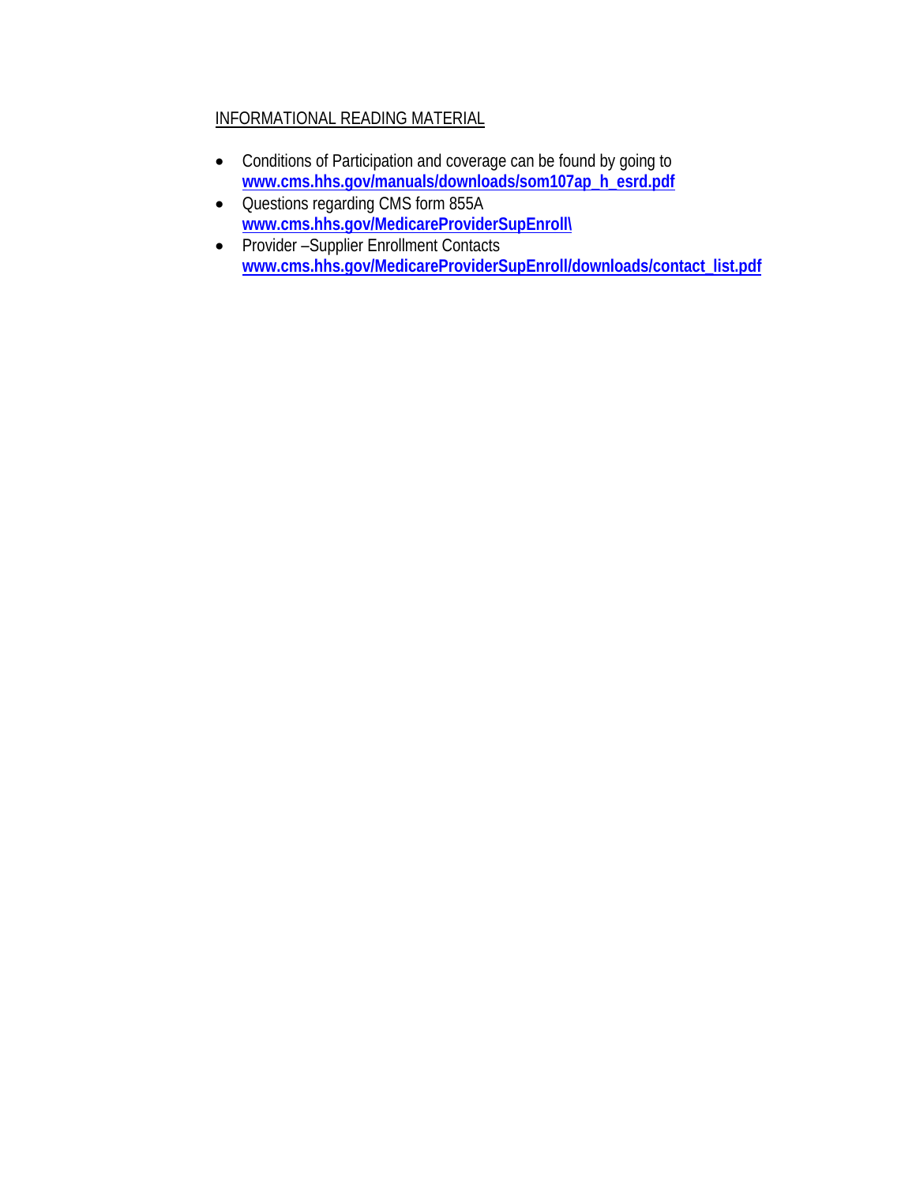INFORMATIONAL READING MATERIAL

- Conditions of Participation and coverage can be found by going to **www.cms.hhs.gov/manuals/downloads/som107ap_h_esrd.pdf**
- Questions regarding CMS form 855A **www.cms.hhs.gov/MedicareProviderSupEnroll\**
- Provider –Supplier Enrollment Contacts **www.cms.hhs.gov/MedicareProviderSupEnroll/downloads/contact_list.pdf**